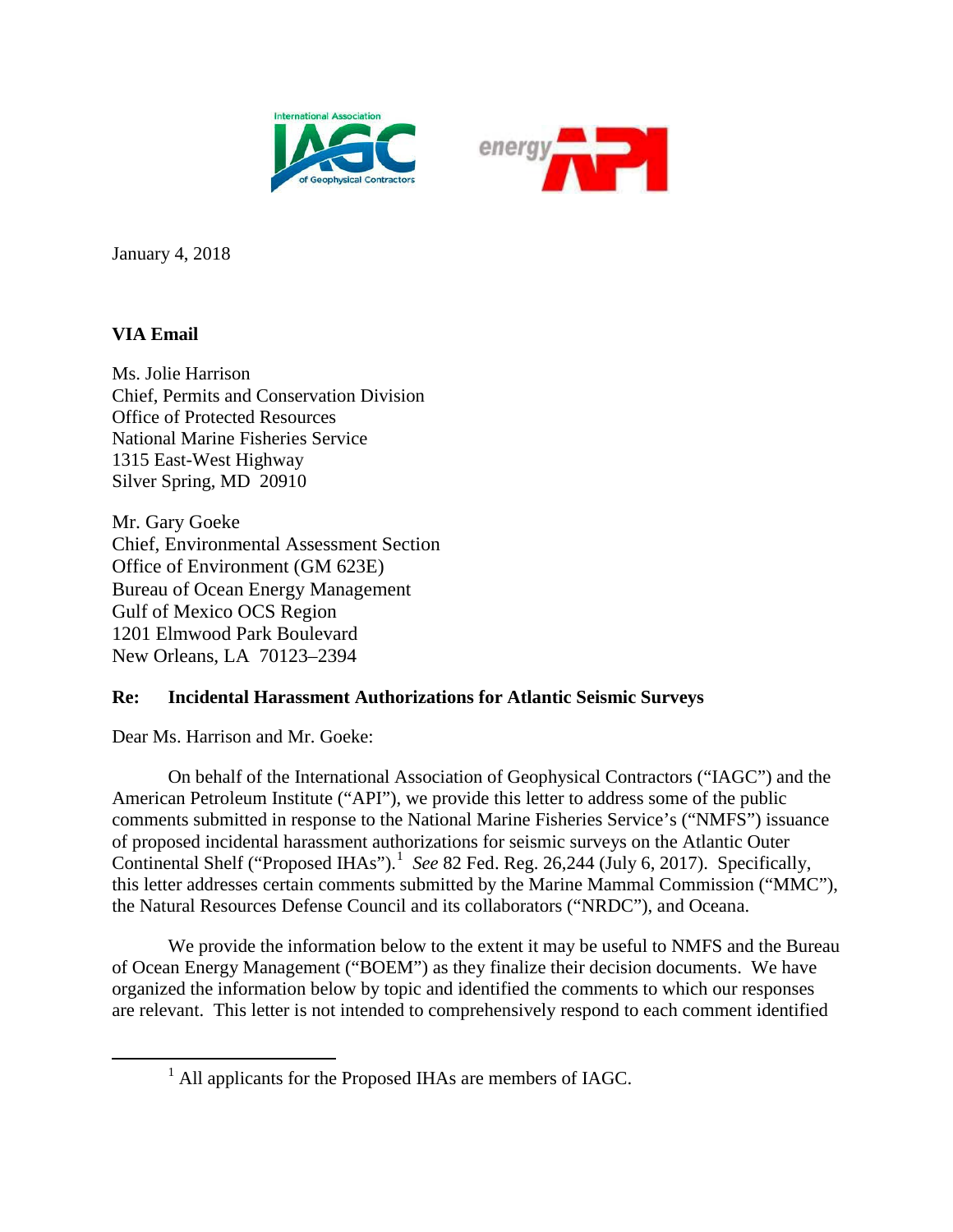January 4, 2018

**VIA Email**

Ms. Jolie Harrison
Chief, Permits and Conservation Division
Office of Protected Resources
National Marine Fisheries Service
1315 East-West Highway
Silver Spring, MD 20910

Mr. Gary Goeke
Chief, Environmental Assessment Section
Office of Environment (GM 623E)
Bureau of Ocean Energy Management
Gulf of Mexico OCS Region
1201 Elmwood Park Boulevard
New Orleans, LA 70123–2394

**Re: Incidental Harassment Authorizations for Atlantic Seismic Surveys**

Dear Ms. Harrison and Mr. Goeke:

On behalf of the International Association of Geophysical Contractors ("IAGC") and the American Petroleum Institute ("API"), we provide this letter to address some of the public comments submitted in response to the National Marine Fisheries Service's ("NMFS") issuance of proposed incidental harassment authorizations for seismic surveys on the Atlantic Outer Continental Shelf ("Proposed IHAs").[1] *See* 82 Fed. Reg. 26,244 (July 6, 2017). Specifically, this letter addresses certain comments submitted by the Marine Mammal Commission ("MMC"), the Natural Resources Defense Council and its collaborators ("NRDC"), and Oceana.

We provide the information below to the extent it may be useful to NMFS and the Bureau of Ocean Energy Management ("BOEM") as they finalize their decision documents. We have organized the information below by topic and identified the comments to which our responses are relevant. This letter is not intended to comprehensively respond to each comment identified

[1] All applicants for the Proposed IHAs are members of IAGC.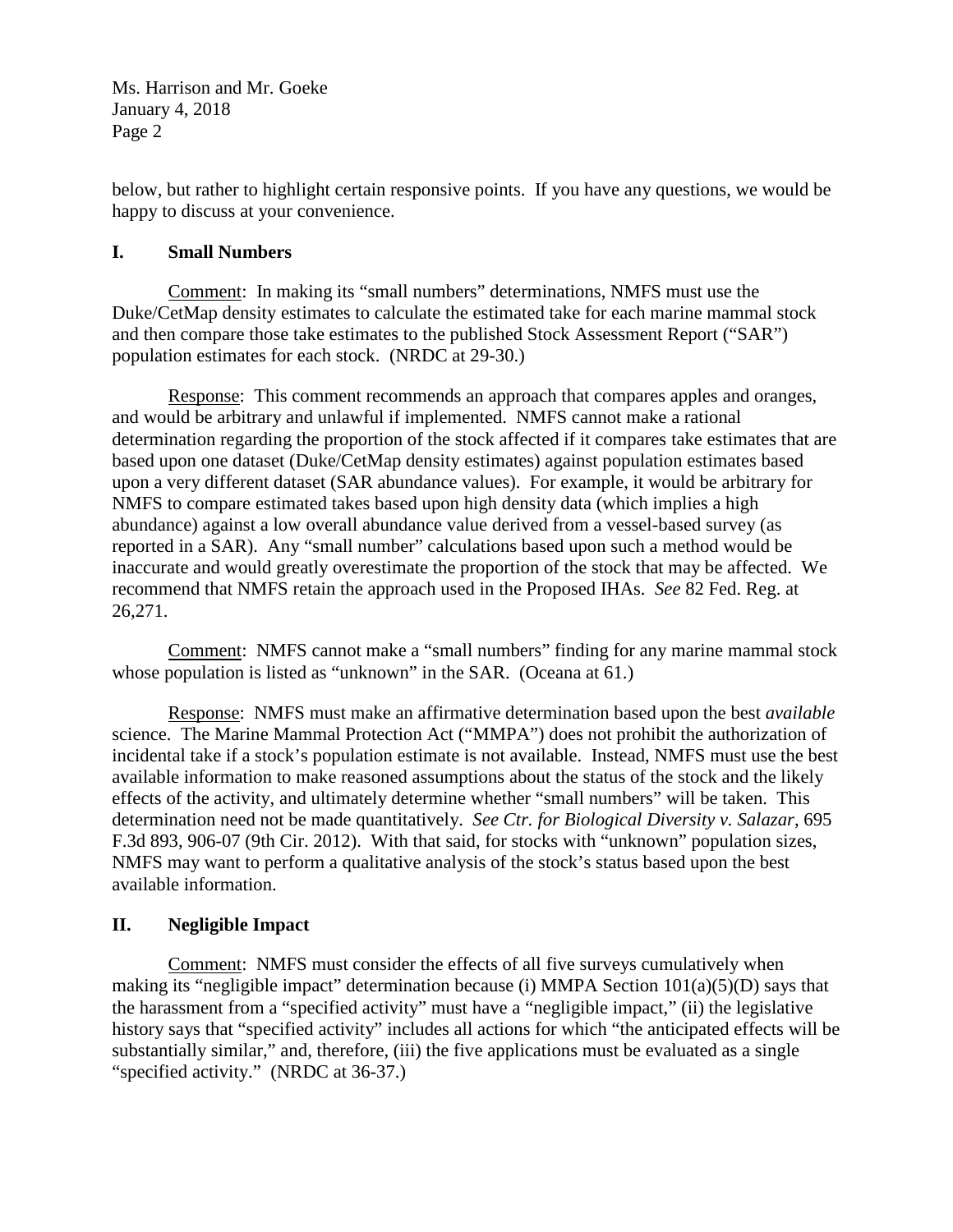below, but rather to highlight certain responsive points. If you have any questions, we would be happy to discuss at your convenience.

## I. Small Numbers

Comment: In making its "small numbers" determinations, NMFS must use the Duke/CetMap density estimates to calculate the estimated take for each marine mammal stock and then compare those take estimates to the published Stock Assessment Report ("SAR") population estimates for each stock. (NRDC at 29-30.)

Response: This comment recommends an approach that compares apples and oranges, and would be arbitrary and unlawful if implemented. NMFS cannot make a rational determination regarding the proportion of the stock affected if it compares take estimates that are based upon one dataset (Duke/CetMap density estimates) against population estimates based upon a very different dataset (SAR abundance values). For example, it would be arbitrary for NMFS to compare estimated takes based upon high density data (which implies a high abundance) against a low overall abundance value derived from a vessel-based survey (as reported in a SAR). Any "small number" calculations based upon such a method would be inaccurate and would greatly overestimate the proportion of the stock that may be affected. We recommend that NMFS retain the approach used in the Proposed IHAs. *See* 82 Fed. Reg. at 26,271.

Comment: NMFS cannot make a "small numbers" finding for any marine mammal stock whose population is listed as "unknown" in the SAR. (Oceana at 61.)

Response: NMFS must make an affirmative determination based upon the best *available* science. The Marine Mammal Protection Act ("MMPA") does not prohibit the authorization of incidental take if a stock's population estimate is not available. Instead, NMFS must use the best available information to make reasoned assumptions about the status of the stock and the likely effects of the activity, and ultimately determine whether "small numbers" will be taken. This determination need not be made quantitatively. *See Ctr. for Biological Diversity v. Salazar*, 695 F.3d 893, 906-07 (9th Cir. 2012). With that said, for stocks with "unknown" population sizes, NMFS may want to perform a qualitative analysis of the stock's status based upon the best available information.

## II. Negligible Impact

Comment: NMFS must consider the effects of all five surveys cumulatively when making its "negligible impact" determination because (i) MMPA Section 101(a)(5)(D) says that the harassment from a "specified activity" must have a "negligible impact," (ii) the legislative history says that "specified activity" includes all actions for which "the anticipated effects will be substantially similar," and, therefore, (iii) the five applications must be evaluated as a single "specified activity." (NRDC at 36-37.)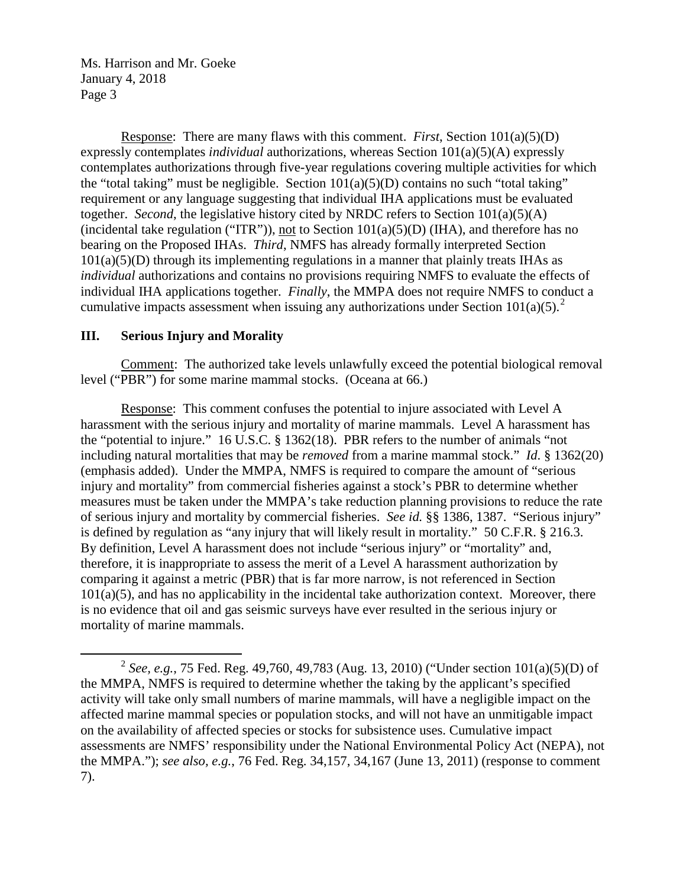Ms. Harrison and Mr. Goeke
January 4, 2018

Response: There are many flaws with this comment. *First*, Section 101(a)(5)(D) expressly contemplates *individual* authorizations, whereas Section 101(a)(5)(A) expressly contemplates authorizations through five-year regulations covering multiple activities for which the "total taking" must be negligible. Section 101(a)(5)(D) contains no such "total taking" requirement or any language suggesting that individual IHA applications must be evaluated together. *Second*, the legislative history cited by NRDC refers to Section 101(a)(5)(A) (incidental take regulation ("ITR")), not to Section 101(a)(5)(D) (IHA), and therefore has no bearing on the Proposed IHAs. *Third*, NMFS has already formally interpreted Section 101(a)(5)(D) through its implementing regulations in a manner that plainly treats IHAs as *individual* authorizations and contains no provisions requiring NMFS to evaluate the effects of individual IHA applications together. *Finally*, the MMPA does not require NMFS to conduct a cumulative impacts assessment when issuing any authorizations under Section 101(a)(5).[2]

## III. Serious Injury and Morality

Comment: The authorized take levels unlawfully exceed the potential biological removal level ("PBR") for some marine mammal stocks. (Oceana at 66.)

Response: This comment confuses the potential to injure associated with Level A harassment with the serious injury and mortality of marine mammals. Level A harassment has the "potential to injure." 16 U.S.C. § 1362(18). PBR refers to the number of animals "not including natural mortalities that may be *removed* from a marine mammal stock." *Id.* § 1362(20) (emphasis added). Under the MMPA, NMFS is required to compare the amount of "serious injury and mortality" from commercial fisheries against a stock's PBR to determine whether measures must be taken under the MMPA's take reduction planning provisions to reduce the rate of serious injury and mortality by commercial fisheries. *See id.* §§ 1386, 1387. "Serious injury" is defined by regulation as "any injury that will likely result in mortality." 50 C.F.R. § 216.3. By definition, Level A harassment does not include "serious injury" or "mortality" and, therefore, it is inappropriate to assess the merit of a Level A harassment authorization by comparing it against a metric (PBR) that is far more narrow, is not referenced in Section 101(a)(5), and has no applicability in the incidental take authorization context. Moreover, there is no evidence that oil and gas seismic surveys have ever resulted in the serious injury or mortality of marine mammals.

---

[2] *See, e.g.*, 75 Fed. Reg. 49,760, 49,783 (Aug. 13, 2010) ("Under section 101(a)(5)(D) of the MMPA, NMFS is required to determine whether the taking by the applicant's specified activity will take only small numbers of marine mammals, will have a negligible impact on the affected marine mammal species or population stocks, and will not have an unmitigable impact on the availability of affected species or stocks for subsistence uses. Cumulative impact assessments are NMFS' responsibility under the National Environmental Policy Act (NEPA), not the MMPA."); *see also, e.g.*, 76 Fed. Reg. 34,157, 34,167 (June 13, 2011) (response to comment 7).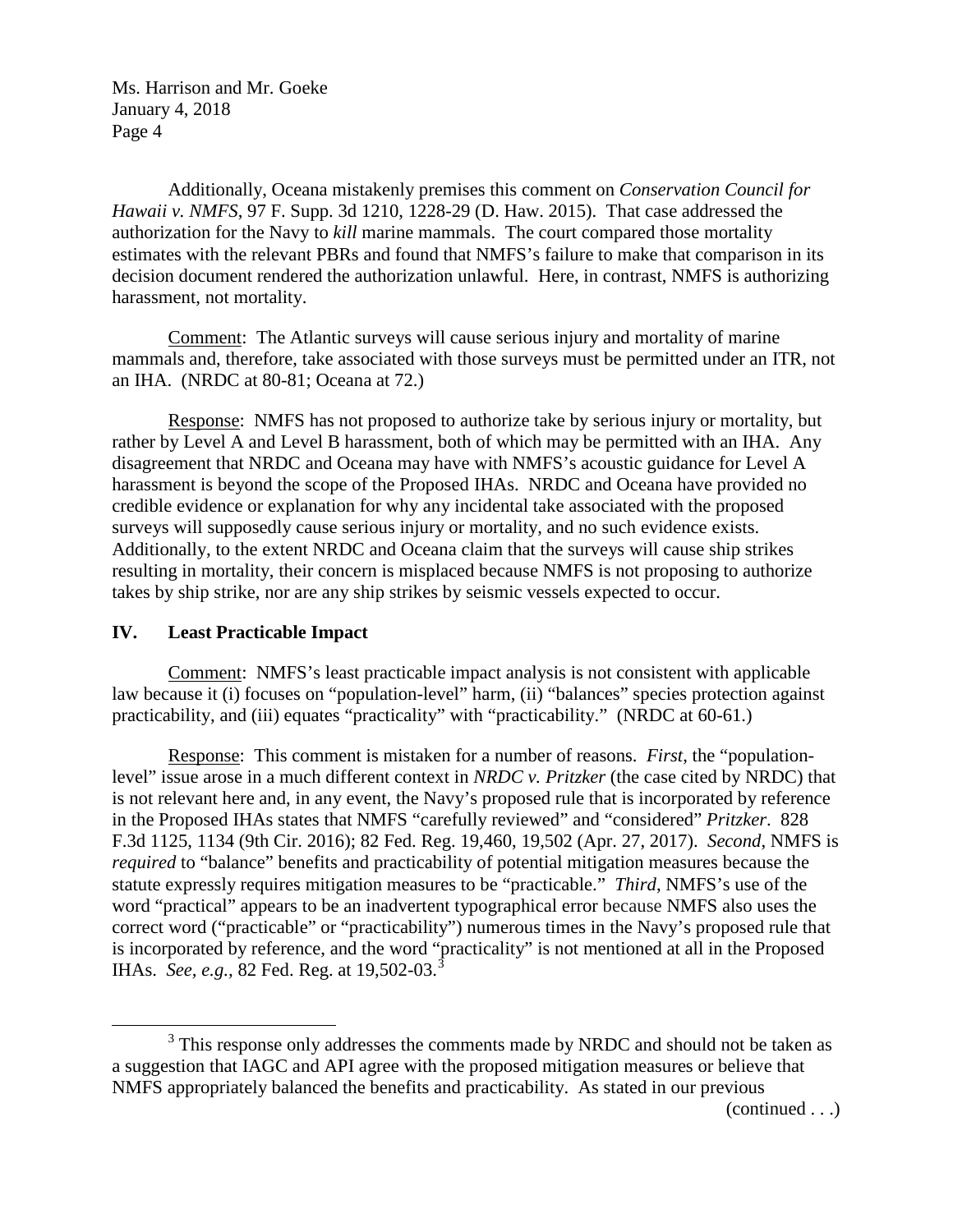Additionally, Oceana mistakenly premises this comment on *Conservation Council for Hawaii v. NMFS*, 97 F. Supp. 3d 1210, 1228-29 (D. Haw. 2015). That case addressed the authorization for the Navy to *kill* marine mammals. The court compared those mortality estimates with the relevant PBRs and found that NMFS's failure to make that comparison in its decision document rendered the authorization unlawful. Here, in contrast, NMFS is authorizing harassment, not mortality.

Comment: The Atlantic surveys will cause serious injury and mortality of marine mammals and, therefore, take associated with those surveys must be permitted under an ITR, not an IHA. (NRDC at 80-81; Oceana at 72.)

Response: NMFS has not proposed to authorize take by serious injury or mortality, but rather by Level A and Level B harassment, both of which may be permitted with an IHA. Any disagreement that NRDC and Oceana may have with NMFS's acoustic guidance for Level A harassment is beyond the scope of the Proposed IHAs. NRDC and Oceana have provided no credible evidence or explanation for why any incidental take associated with the proposed surveys will supposedly cause serious injury or mortality, and no such evidence exists. Additionally, to the extent NRDC and Oceana claim that the surveys will cause ship strikes resulting in mortality, their concern is misplaced because NMFS is not proposing to authorize takes by ship strike, nor are any ship strikes by seismic vessels expected to occur.

## IV. Least Practicable Impact

Comment: NMFS's least practicable impact analysis is not consistent with applicable law because it (i) focuses on "population-level" harm, (ii) "balances" species protection against practicability, and (iii) equates "practicality" with "practicability." (NRDC at 60-61.)

Response: This comment is mistaken for a number of reasons. *First*, the "population-level" issue arose in a much different context in *NRDC v. Pritzker* (the case cited by NRDC) that is not relevant here and, in any event, the Navy's proposed rule that is incorporated by reference in the Proposed IHAs states that NMFS "carefully reviewed" and "considered" *Pritzker*. 828 F.3d 1125, 1134 (9th Cir. 2016); 82 Fed. Reg. 19,460, 19,502 (Apr. 27, 2017). *Second*, NMFS is *required* to "balance" benefits and practicability of potential mitigation measures because the statute expressly requires mitigation measures to be "practicable." *Third*, NMFS's use of the word "practical" appears to be an inadvertent typographical error because NMFS also uses the correct word ("practicable" or "practicability") numerous times in the Navy's proposed rule that is incorporated by reference, and the word "practicality" is not mentioned at all in the Proposed IHAs. *See, e.g.*, 82 Fed. Reg. at 19,502-03.[3]

[3] This response only addresses the comments made by NRDC and should not be taken as a suggestion that IAGC and API agree with the proposed mitigation measures or believe that NMFS appropriately balanced the benefits and practicability. As stated in our previous (continued . . .)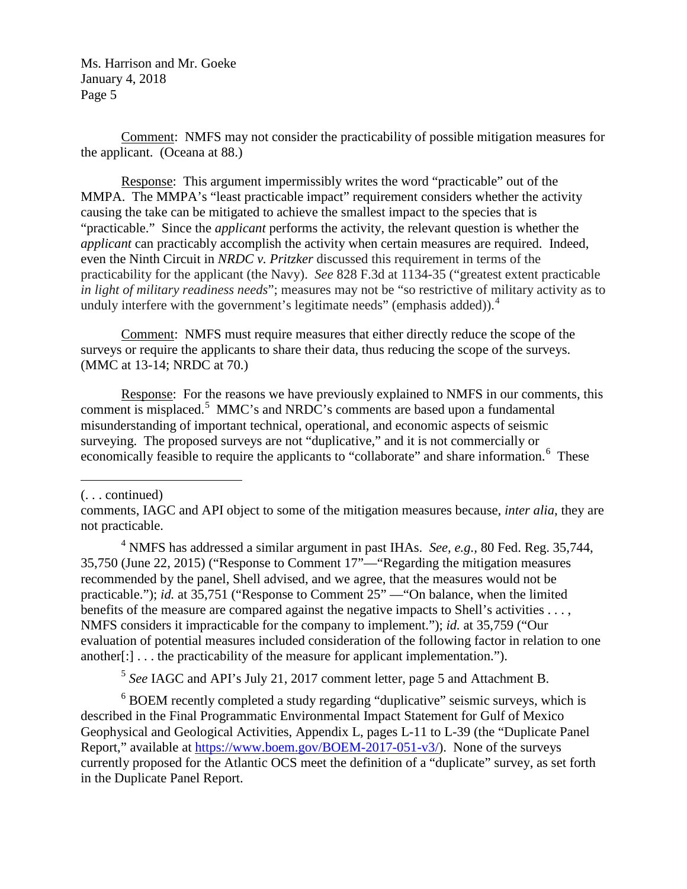Comment: NMFS may not consider the practicability of possible mitigation measures for the applicant. (Oceana at 88.)

Response: This argument impermissibly writes the word "practicable" out of the MMPA. The MMPA's "least practicable impact" requirement considers whether the activity causing the take can be mitigated to achieve the smallest impact to the species that is "practicable." Since the *applicant* performs the activity, the relevant question is whether the *applicant* can practicably accomplish the activity when certain measures are required. Indeed, even the Ninth Circuit in *NRDC v. Pritzker* discussed this requirement in terms of the practicability for the applicant (the Navy). *See* 828 F.3d at 1134-35 ("greatest extent practicable *in light of military readiness needs*"; measures may not be "so restrictive of military activity as to unduly interfere with the government's legitimate needs" (emphasis added)).[4]

Comment: NMFS must require measures that either directly reduce the scope of the surveys or require the applicants to share their data, thus reducing the scope of the surveys. (MMC at 13-14; NRDC at 70.)

Response: For the reasons we have previously explained to NMFS in our comments, this comment is misplaced.[5] MMC's and NRDC's comments are based upon a fundamental misunderstanding of important technical, operational, and economic aspects of seismic surveying. The proposed surveys are not "duplicative," and it is not commercially or economically feasible to require the applicants to "collaborate" and share information.[6] These

---

(. . . continued)

comments, IAGC and API object to some of the mitigation measures because, *inter alia*, they are not practicable.

[4] NMFS has addressed a similar argument in past IHAs. *See, e.g.*, 80 Fed. Reg. 35,744, 35,750 (June 22, 2015) ("Response to Comment 17"—"Regarding the mitigation measures recommended by the panel, Shell advised, and we agree, that the measures would not be practicable."); *id.* at 35,751 ("Response to Comment 25" —"On balance, when the limited benefits of the measure are compared against the negative impacts to Shell's activities . . . , NMFS considers it impracticable for the company to implement."); *id.* at 35,759 ("Our evaluation of potential measures included consideration of the following factor in relation to one another[:] . . . the practicability of the measure for applicant implementation.").

[5] *See* IAGC and API's July 21, 2017 comment letter, page 5 and Attachment B.

[6] BOEM recently completed a study regarding "duplicative" seismic surveys, which is described in the Final Programmatic Environmental Impact Statement for Gulf of Mexico Geophysical and Geological Activities, Appendix L, pages L-11 to L-39 (the "Duplicate Panel Report," available at https://www.boem.gov/BOEM-2017-051-v3/). None of the surveys currently proposed for the Atlantic OCS meet the definition of a "duplicate" survey, as set forth in the Duplicate Panel Report.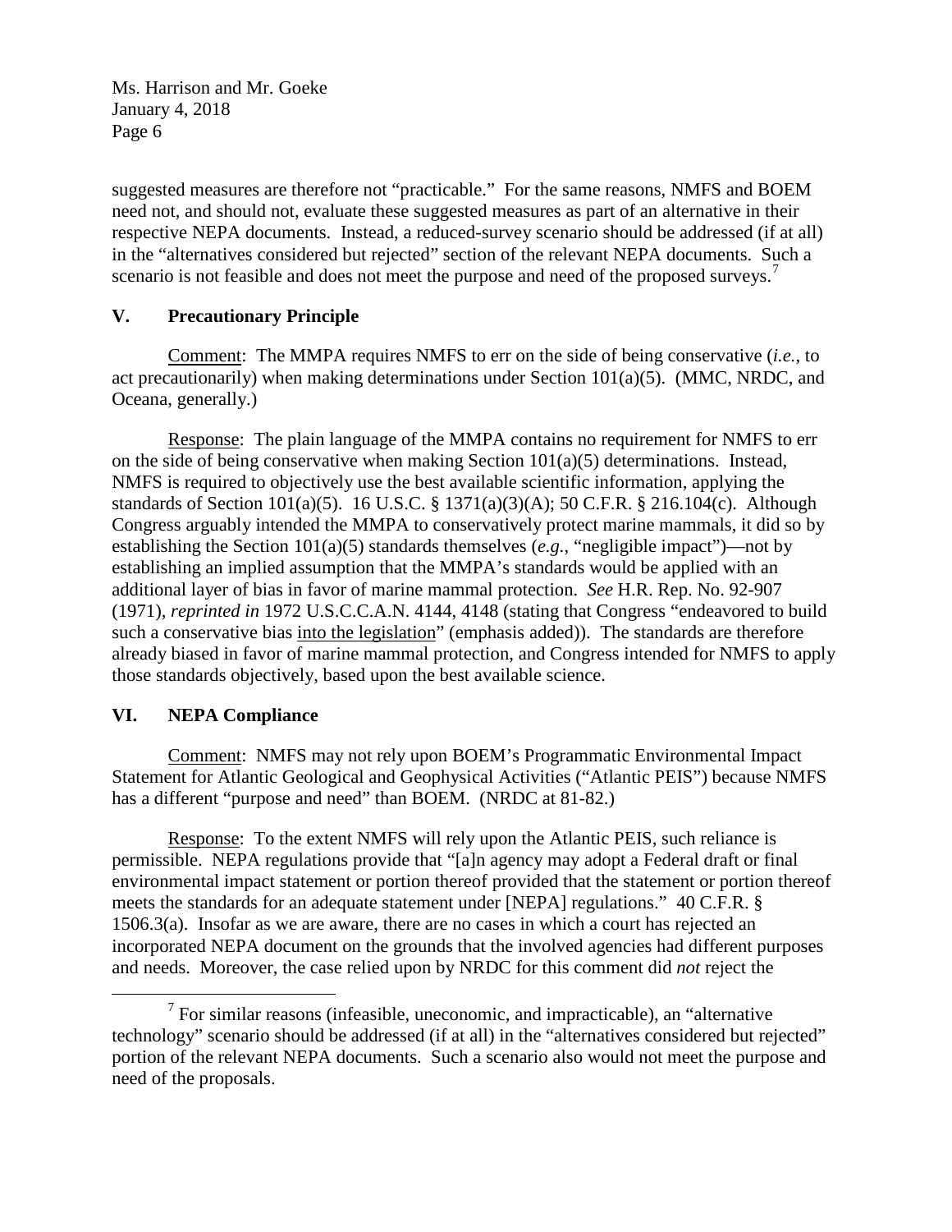suggested measures are therefore not "practicable." For the same reasons, NMFS and BOEM need not, and should not, evaluate these suggested measures as part of an alternative in their respective NEPA documents. Instead, a reduced-survey scenario should be addressed (if at all) in the "alternatives considered but rejected" section of the relevant NEPA documents. Such a scenario is not feasible and does not meet the purpose and need of the proposed surveys.[7]

## V. Precautionary Principle

Comment: The MMPA requires NMFS to err on the side of being conservative (*i.e.*, to act precautionarily) when making determinations under Section 101(a)(5). (MMC, NRDC, and Oceana, generally.)

Response: The plain language of the MMPA contains no requirement for NMFS to err on the side of being conservative when making Section 101(a)(5) determinations. Instead, NMFS is required to objectively use the best available scientific information, applying the standards of Section 101(a)(5). 16 U.S.C. § 1371(a)(3)(A); 50 C.F.R. § 216.104(c). Although Congress arguably intended the MMPA to conservatively protect marine mammals, it did so by establishing the Section 101(a)(5) standards themselves (*e.g.*, "negligible impact")—not by establishing an implied assumption that the MMPA's standards would be applied with an additional layer of bias in favor of marine mammal protection. *See* H.R. Rep. No. 92-907 (1971), *reprinted in* 1972 U.S.C.C.A.N. 4144, 4148 (stating that Congress "endeavored to build such a conservative bias into the legislation" (emphasis added)). The standards are therefore already biased in favor of marine mammal protection, and Congress intended for NMFS to apply those standards objectively, based upon the best available science.

## VI. NEPA Compliance

Comment: NMFS may not rely upon BOEM's Programmatic Environmental Impact Statement for Atlantic Geological and Geophysical Activities ("Atlantic PEIS") because NMFS has a different "purpose and need" than BOEM. (NRDC at 81-82.)

Response: To the extent NMFS will rely upon the Atlantic PEIS, such reliance is permissible. NEPA regulations provide that "[a]n agency may adopt a Federal draft or final environmental impact statement or portion thereof provided that the statement or portion thereof meets the standards for an adequate statement under [NEPA] regulations." 40 C.F.R. § 1506.3(a). Insofar as we are aware, there are no cases in which a court has rejected an incorporated NEPA document on the grounds that the involved agencies had different purposes and needs. Moreover, the case relied upon by NRDC for this comment did *not* reject the

[7] For similar reasons (infeasible, uneconomic, and impracticable), an "alternative technology" scenario should be addressed (if at all) in the "alternatives considered but rejected" portion of the relevant NEPA documents. Such a scenario also would not meet the purpose and need of the proposals.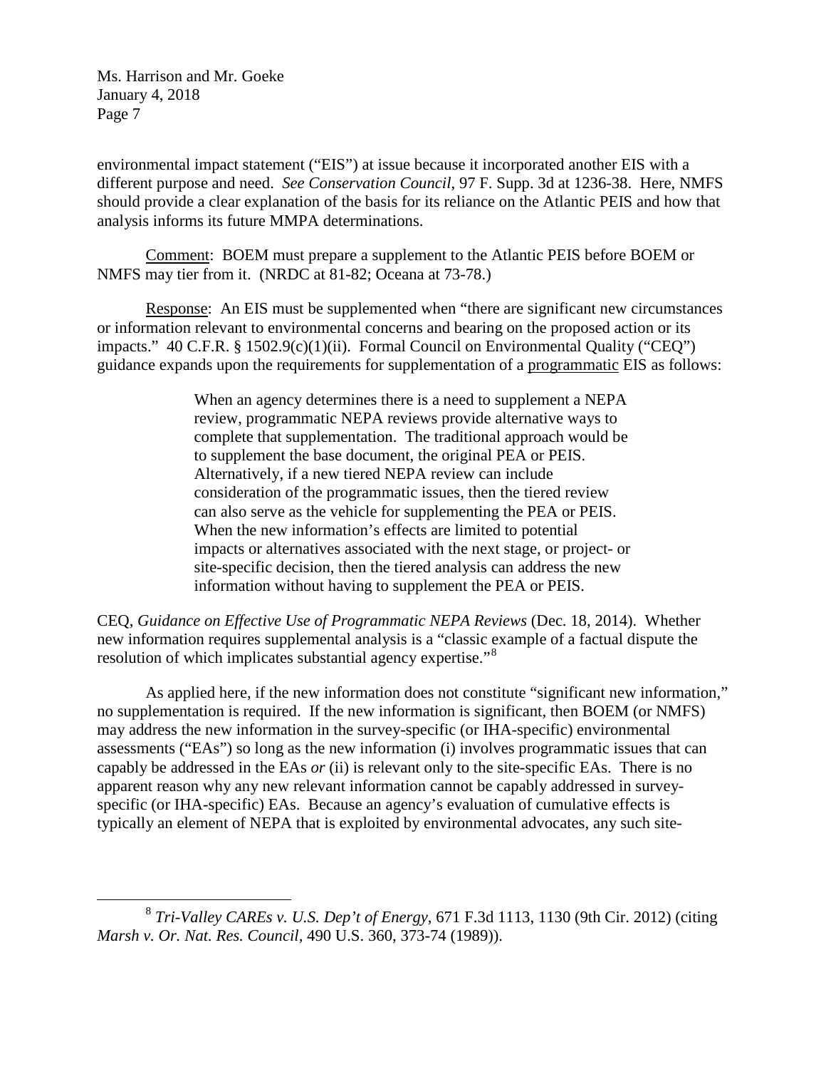environmental impact statement ("EIS") at issue because it incorporated another EIS with a different purpose and need. *See Conservation Council*, 97 F. Supp. 3d at 1236-38. Here, NMFS should provide a clear explanation of the basis for its reliance on the Atlantic PEIS and how that analysis informs its future MMPA determinations.

Comment: BOEM must prepare a supplement to the Atlantic PEIS before BOEM or NMFS may tier from it. (NRDC at 81-82; Oceana at 73-78.)

Response: An EIS must be supplemented when "there are significant new circumstances or information relevant to environmental concerns and bearing on the proposed action or its impacts." 40 C.F.R. § 1502.9(c)(1)(ii). Formal Council on Environmental Quality ("CEQ") guidance expands upon the requirements for supplementation of a programmatic EIS as follows:

> When an agency determines there is a need to supplement a NEPA review, programmatic NEPA reviews provide alternative ways to complete that supplementation. The traditional approach would be to supplement the base document, the original PEA or PEIS. Alternatively, if a new tiered NEPA review can include consideration of the programmatic issues, then the tiered review can also serve as the vehicle for supplementing the PEA or PEIS. When the new information's effects are limited to potential impacts or alternatives associated with the next stage, or project- or site-specific decision, then the tiered analysis can address the new information without having to supplement the PEA or PEIS.

CEQ, *Guidance on Effective Use of Programmatic NEPA Reviews* (Dec. 18, 2014). Whether new information requires supplemental analysis is a "classic example of a factual dispute the resolution of which implicates substantial agency expertise."[8]

As applied here, if the new information does not constitute "significant new information," no supplementation is required. If the new information is significant, then BOEM (or NMFS) may address the new information in the survey-specific (or IHA-specific) environmental assessments ("EAs") so long as the new information (i) involves programmatic issues that can capably be addressed in the EAs *or* (ii) is relevant only to the site-specific EAs. There is no apparent reason why any new relevant information cannot be capably addressed in survey-specific (or IHA-specific) EAs. Because an agency's evaluation of cumulative effects is typically an element of NEPA that is exploited by environmental advocates, any such site-

---

[8] *Tri-Valley CAREs v. U.S. Dep't of Energy*, 671 F.3d 1113, 1130 (9th Cir. 2012) (citing *Marsh v. Or. Nat. Res. Council*, 490 U.S. 360, 373-74 (1989)).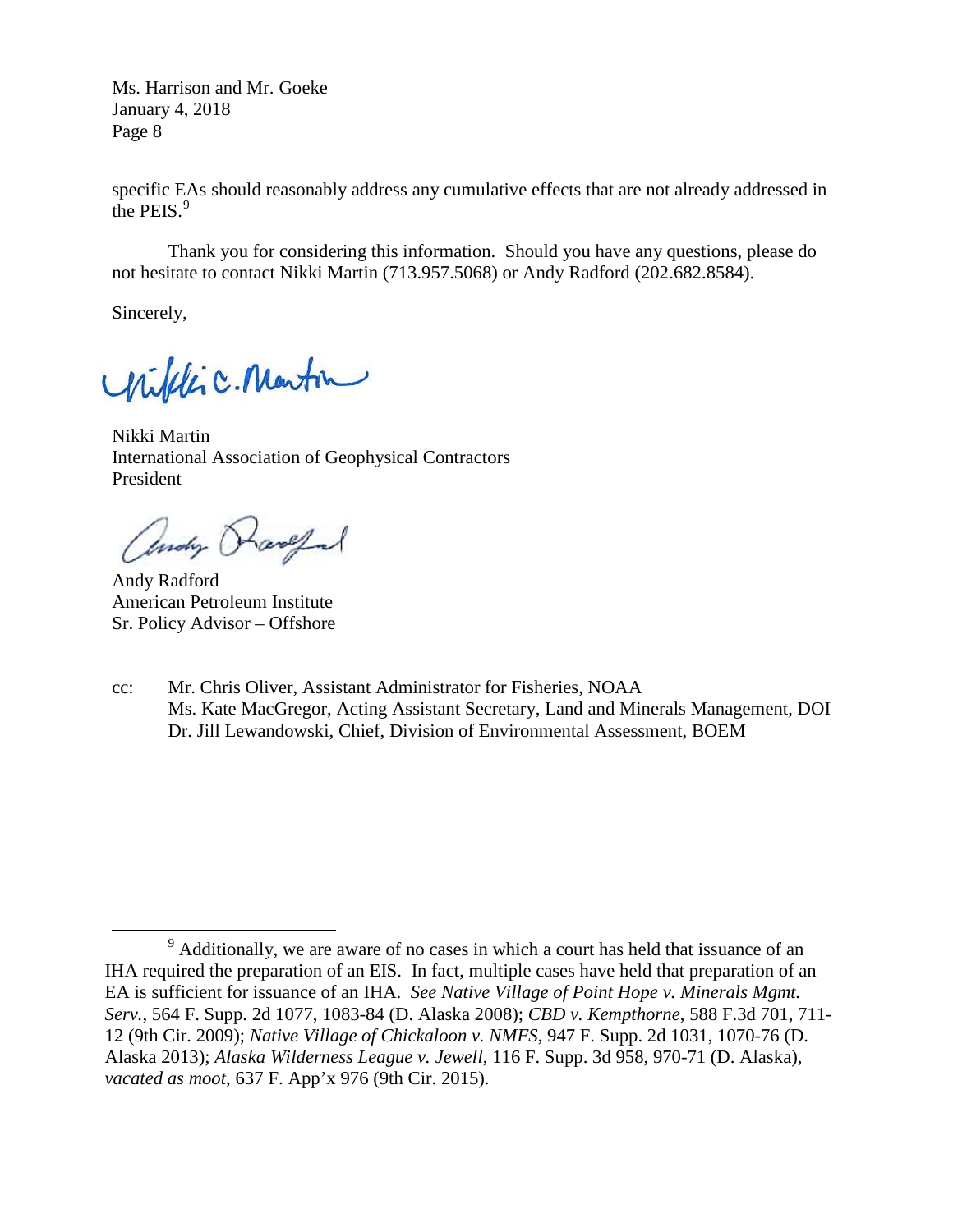specific EAs should reasonably address any cumulative effects that are not already addressed in the PEIS.[9]

Thank you for considering this information. Should you have any questions, please do not hesitate to contact Nikki Martin (713.957.5068) or Andy Radford (202.682.8584).

Sincerely,

Nikki Martin
International Association of Geophysical Contractors
President

Andy Radford
American Petroleum Institute
Sr. Policy Advisor – Offshore

cc: Mr. Chris Oliver, Assistant Administrator for Fisheries, NOAA
Ms. Kate MacGregor, Acting Assistant Secretary, Land and Minerals Management, DOI
Dr. Jill Lewandowski, Chief, Division of Environmental Assessment, BOEM

---

[9] Additionally, we are aware of no cases in which a court has held that issuance of an IHA required the preparation of an EIS. In fact, multiple cases have held that preparation of an EA is sufficient for issuance of an IHA. *See Native Village of Point Hope v. Minerals Mgmt. Serv.*, 564 F. Supp. 2d 1077, 1083-84 (D. Alaska 2008); *CBD v. Kempthorne*, 588 F.3d 701, 711-12 (9th Cir. 2009); *Native Village of Chickaloon v. NMFS*, 947 F. Supp. 2d 1031, 1070-76 (D. Alaska 2013); *Alaska Wilderness League v. Jewell*, 116 F. Supp. 3d 958, 970-71 (D. Alaska), *vacated as moot*, 637 F. App'x 976 (9th Cir. 2015).